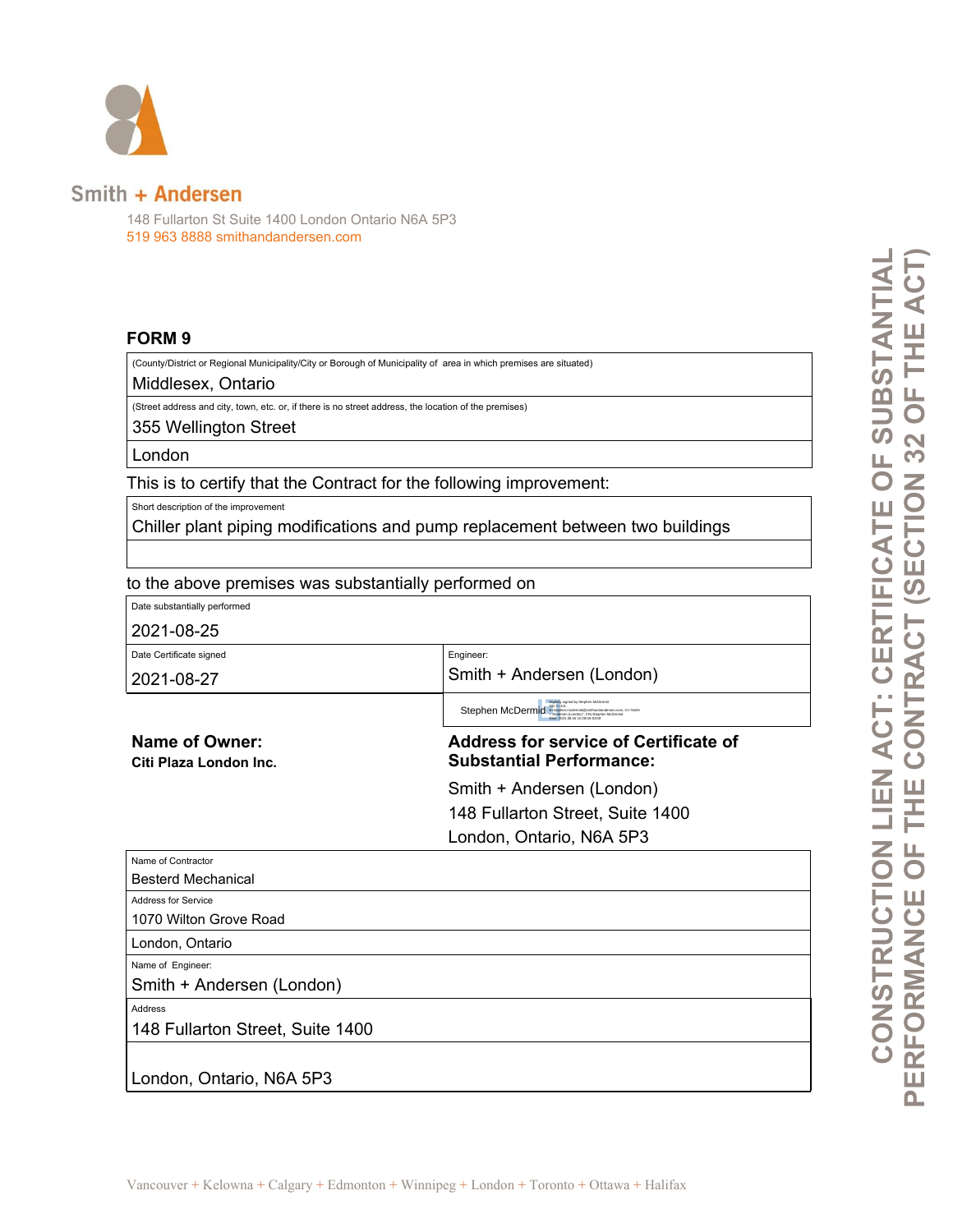Smith + Andersen

148 Fullarton St Suite 1400 London Ontario N6A 5P3
519 963 8888 smithandandersen.com

# CONSTRUCTION LIEN ACT: CERTIFICATE OF SUBSTANTIAL PERFORMANCE OF THE CONTRACT (SECTION 32 OF THE ACT)

## FORM 9

(County/District or Regional Municipality/City or Borough of Municipality of area in which premises are situated)

Middlesex, Ontario

(Street address and city, town, etc. or, if there is no street address, the location of the premises)

355 Wellington Street

London

This is to certify that the Contract for the following improvement:

Short description of the improvement

Chiller plant piping modifications and pump replacement between two buildings

to the above premises was substantially performed on

| Date substantially performed | |
|---|---|
| 2021-08-25 | |
| Date Certificate signed: 2021-08-27 | Engineer: Smith + Andersen (London) |
| | Stephen McDermid |

**Name of Owner:**
**Citi Plaza London Inc.**

**Address for service of Certificate of Substantial Performance:**

Smith + Andersen (London)
148 Fullarton Street, Suite 1400
London, Ontario, N6A 5P3

Name of Contractor
Besterd Mechanical

Address for Service
1070 Wilton Grove Road
London, Ontario

Name of Engineer:
Smith + Andersen (London)

Address
148 Fullarton Street, Suite 1400

London, Ontario, N6A 5P3

Vancouver + Kelowna + Calgary + Edmonton + Winnipeg + London + Toronto + Ottawa + Halifax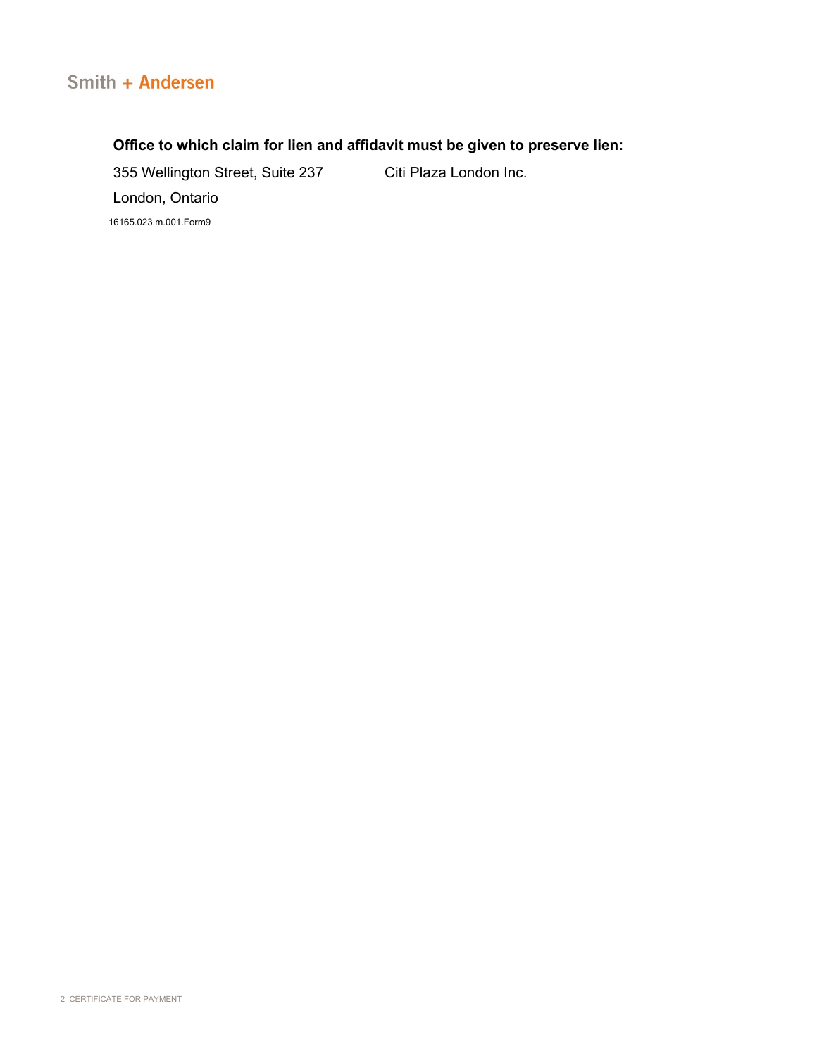**Office to which claim for lien and affidavit must be given to preserve lien:**

| | |
|---|---|
| 355 Wellington Street, Suite 237 | Citi Plaza London Inc. |
| London, Ontario | |

16165.023.m.001.Form9